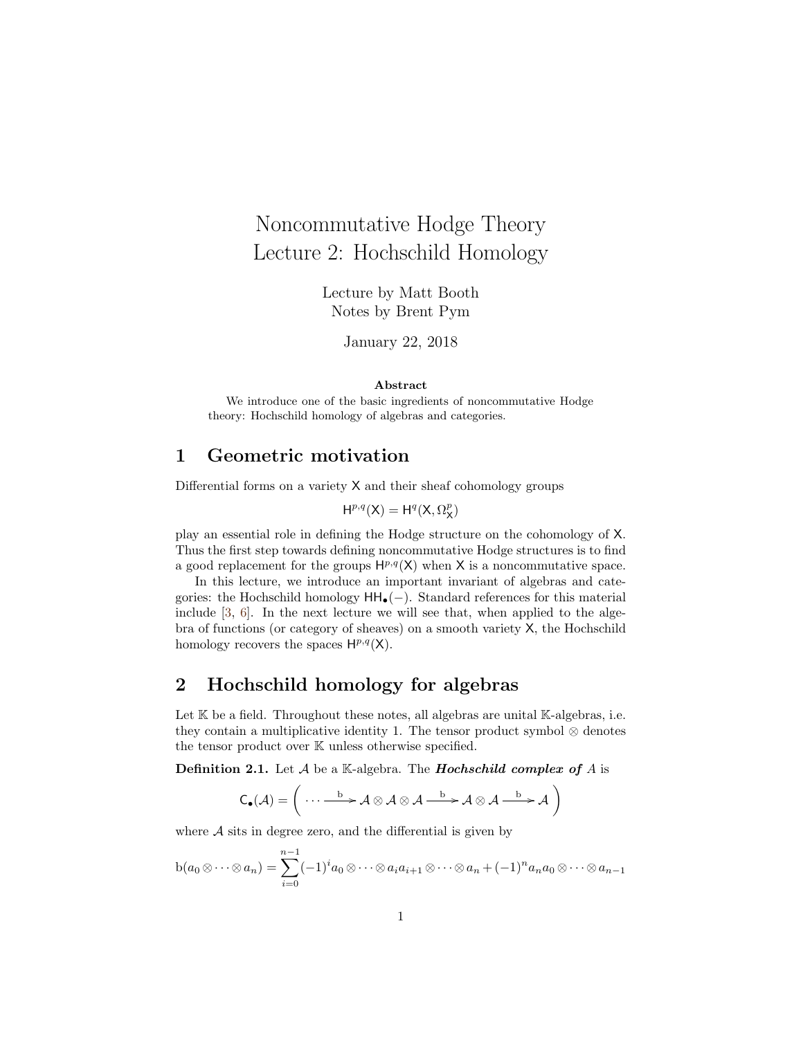# Noncommutative Hodge Theory
# Lecture 2: Hochschild Homology

Lecture by Matt Booth
Notes by Brent Pym

January 22, 2018

**Abstract**

We introduce one of the basic ingredients of noncommutative Hodge theory: Hochschild homology of algebras and categories.

## 1 Geometric motivation

Differential forms on a variety $\mathsf{X}$ and their sheaf cohomology groups

$$\mathsf{H}^{p,q}(\mathsf{X}) = \mathsf{H}^q(\mathsf{X}, \Omega^p_{\mathsf{X}})$$

play an essential role in defining the Hodge structure on the cohomology of $\mathsf{X}$. Thus the first step towards defining noncommutative Hodge structures is to find a good replacement for the groups $\mathsf{H}^{p,q}(\mathsf{X})$ when $\mathsf{X}$ is a noncommutative space.

In this lecture, we introduce an important invariant of algebras and categories: the Hochschild homology $\mathsf{HH}_\bullet(-)$. Standard references for this material include [3, 6]. In the next lecture we will see that, when applied to the algebra of functions (or category of sheaves) on a smooth variety $\mathsf{X}$, the Hochschild homology recovers the spaces $\mathsf{H}^{p,q}(\mathsf{X})$.

## 2 Hochschild homology for algebras

Let $\mathbb{K}$ be a field. Throughout these notes, all algebras are unital $\mathbb{K}$-algebras, i.e. they contain a multiplicative identity 1. The tensor product symbol $\otimes$ denotes the tensor product over $\mathbb{K}$ unless otherwise specified.

**Definition 2.1.** Let $\mathcal{A}$ be a $\mathbb{K}$-algebra. The ***Hochschild complex of*** $A$ is

$$\mathsf{C}_\bullet(\mathcal{A}) = \left( \cdots \xrightarrow{\mathrm{b}} \mathcal{A} \otimes \mathcal{A} \otimes \mathcal{A} \xrightarrow{\mathrm{b}} \mathcal{A} \otimes \mathcal{A} \xrightarrow{\mathrm{b}} \mathcal{A} \right)$$

where $\mathcal{A}$ sits in degree zero, and the differential is given by

$$\mathrm{b}(a_0 \otimes \cdots \otimes a_n) = \sum_{i=0}^{n-1} (-1)^i a_0 \otimes \cdots \otimes a_i a_{i+1} \otimes \cdots \otimes a_n + (-1)^n a_n a_0 \otimes \cdots \otimes a_{n-1}$$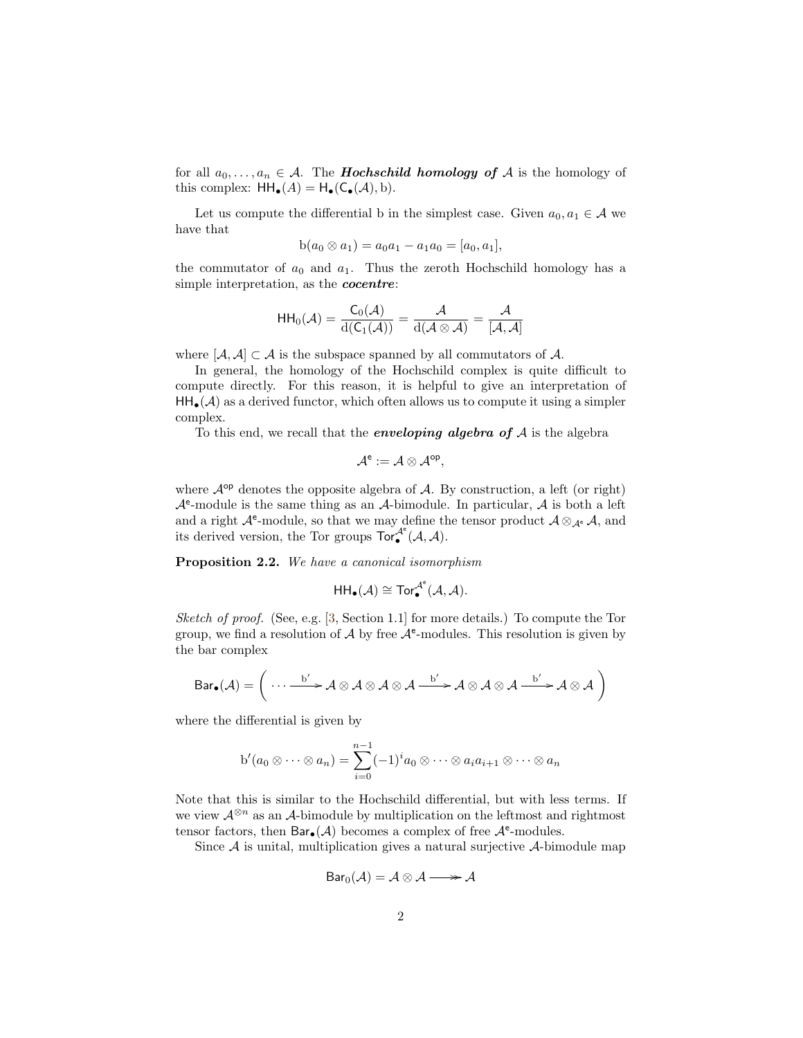for all $a_0, \ldots, a_n \in \mathcal{A}$. The ***Hochschild homology of*** $\mathcal{A}$ is the homology of this complex: $\mathsf{HH}_\bullet(A) = \mathsf{H}_\bullet(\mathsf{C}_\bullet(\mathcal{A}), \mathrm{b})$.

Let us compute the differential b in the simplest case. Given $a_0, a_1 \in \mathcal{A}$ we have that

$$\mathrm{b}(a_0 \otimes a_1) = a_0 a_1 - a_1 a_0 = [a_0, a_1],$$

the commutator of $a_0$ and $a_1$. Thus the zeroth Hochschild homology has a simple interpretation, as the ***cocentre***:

$$\mathsf{HH}_0(\mathcal{A}) = \frac{\mathsf{C}_0(\mathcal{A})}{\mathrm{d}(\mathsf{C}_1(\mathcal{A}))} = \frac{\mathcal{A}}{\mathrm{d}(\mathcal{A} \otimes \mathcal{A})} = \frac{\mathcal{A}}{[\mathcal{A}, \mathcal{A}]}$$

where $[\mathcal{A}, \mathcal{A}] \subset \mathcal{A}$ is the subspace spanned by all commutators of $\mathcal{A}$.

In general, the homology of the Hochschild complex is quite difficult to compute directly. For this reason, it is helpful to give an interpretation of $\mathsf{HH}_\bullet(\mathcal{A})$ as a derived functor, which often allows us to compute it using a simpler complex.

To this end, we recall that the ***enveloping algebra of*** $\mathcal{A}$ is the algebra

$$\mathcal{A}^{\mathsf{e}} := \mathcal{A} \otimes \mathcal{A}^{\mathsf{op}},$$

where $\mathcal{A}^{\mathsf{op}}$ denotes the opposite algebra of $\mathcal{A}$. By construction, a left (or right) $\mathcal{A}^{\mathsf{e}}$-module is the same thing as an $\mathcal{A}$-bimodule. In particular, $\mathcal{A}$ is both a left and a right $\mathcal{A}^{\mathsf{e}}$-module, so that we may define the tensor product $\mathcal{A} \otimes_{\mathcal{A}^{\mathsf{e}}} \mathcal{A}$, and its derived version, the Tor groups $\mathsf{Tor}_\bullet^{\mathcal{A}^{\mathsf{e}}}(\mathcal{A}, \mathcal{A})$.

**Proposition 2.2.** *We have a canonical isomorphism*

$$\mathsf{HH}_\bullet(\mathcal{A}) \cong \mathsf{Tor}_\bullet^{\mathcal{A}^{\mathsf{e}}}(\mathcal{A}, \mathcal{A}).$$

*Sketch of proof.* (See, e.g. [3, Section 1.1] for more details.) To compute the Tor group, we find a resolution of $\mathcal{A}$ by free $\mathcal{A}^{\mathsf{e}}$-modules. This resolution is given by the bar complex

$$\mathsf{Bar}_\bullet(\mathcal{A}) = \left( \cdots \xrightarrow{\mathrm{b}'} \mathcal{A} \otimes \mathcal{A} \otimes \mathcal{A} \otimes \mathcal{A} \xrightarrow{\mathrm{b}'} \mathcal{A} \otimes \mathcal{A} \otimes \mathcal{A} \xrightarrow{\mathrm{b}'} \mathcal{A} \otimes \mathcal{A} \right)$$

where the differential is given by

$$\mathrm{b}'(a_0 \otimes \cdots \otimes a_n) = \sum_{i=0}^{n-1} (-1)^i a_0 \otimes \cdots \otimes a_i a_{i+1} \otimes \cdots \otimes a_n$$

Note that this is similar to the Hochschild differential, but with less terms. If we view $\mathcal{A}^{\otimes n}$ as an $\mathcal{A}$-bimodule by multiplication on the leftmost and rightmost tensor factors, then $\mathsf{Bar}_\bullet(\mathcal{A})$ becomes a complex of free $\mathcal{A}^{\mathsf{e}}$-modules.

Since $\mathcal{A}$ is unital, multiplication gives a natural surjective $\mathcal{A}$-bimodule map

$$\mathsf{Bar}_0(\mathcal{A}) = \mathcal{A} \otimes \mathcal{A} \twoheadrightarrow \mathcal{A}$$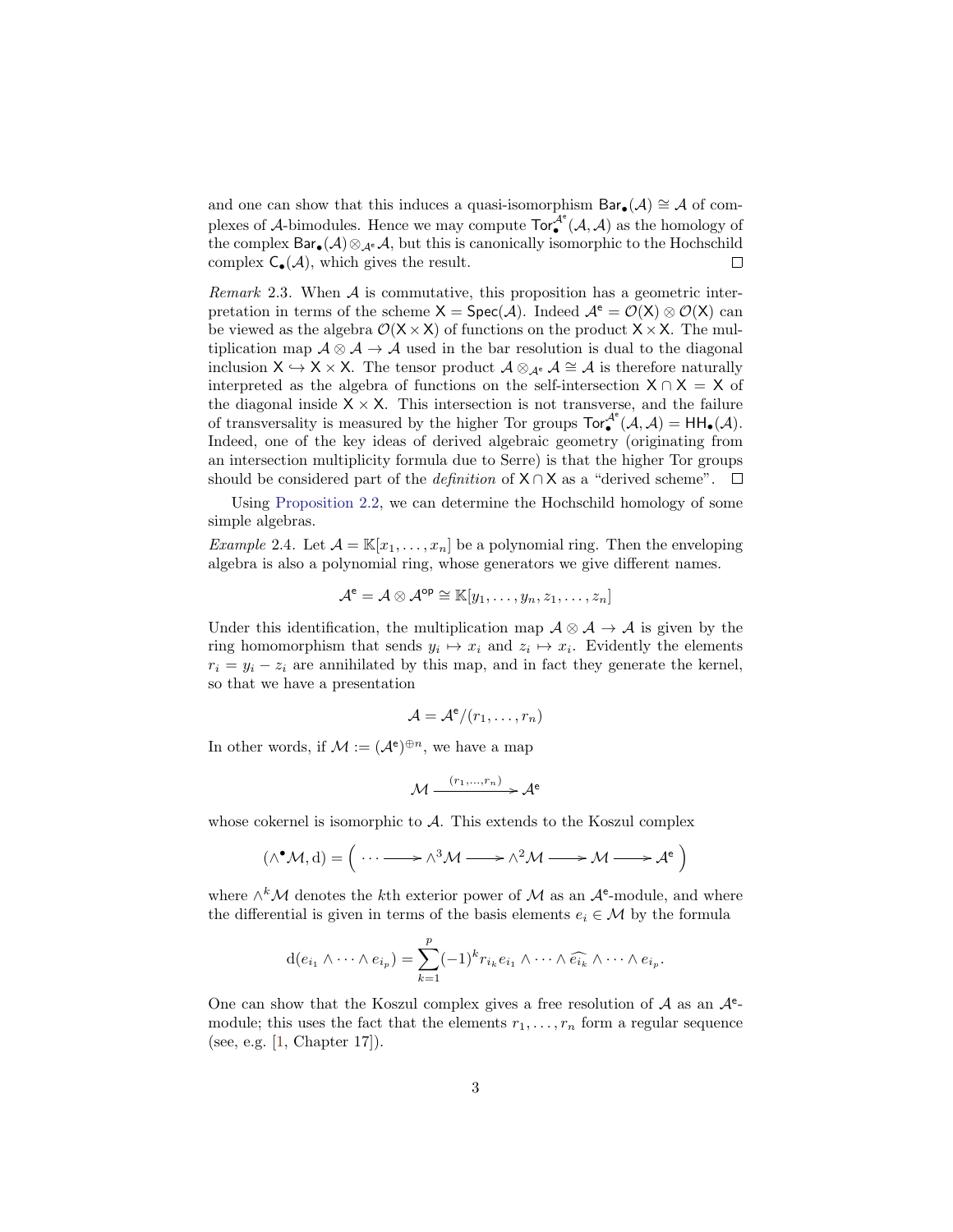and one can show that this induces a quasi-isomorphism $\mathsf{Bar}_\bullet(\mathcal{A}) \cong \mathcal{A}$ of complexes of $\mathcal{A}$-bimodules. Hence we may compute $\mathsf{Tor}^{\mathcal{A}^e}_\bullet(\mathcal{A}, \mathcal{A})$ as the homology of the complex $\mathsf{Bar}_\bullet(\mathcal{A}) \otimes_{\mathcal{A}^e} \mathcal{A}$, but this is canonically isomorphic to the Hochschild complex $\mathsf{C}_\bullet(\mathcal{A})$, which gives the result. ☐

*Remark* 2.3. When $\mathcal{A}$ is commutative, this proposition has a geometric interpretation in terms of the scheme $\mathsf{X} = \mathsf{Spec}(\mathcal{A})$. Indeed $\mathcal{A}^e = \mathcal{O}(\mathsf{X}) \otimes \mathcal{O}(\mathsf{X})$ can be viewed as the algebra $\mathcal{O}(\mathsf{X} \times \mathsf{X})$ of functions on the product $\mathsf{X} \times \mathsf{X}$. The multiplication map $\mathcal{A} \otimes \mathcal{A} \to \mathcal{A}$ used in the bar resolution is dual to the diagonal inclusion $\mathsf{X} \hookrightarrow \mathsf{X} \times \mathsf{X}$. The tensor product $\mathcal{A} \otimes_{\mathcal{A}^e} \mathcal{A} \cong \mathcal{A}$ is therefore naturally interpreted as the algebra of functions on the self-intersection $\mathsf{X} \cap \mathsf{X} = \mathsf{X}$ of the diagonal inside $\mathsf{X} \times \mathsf{X}$. This intersection is not transverse, and the failure of transversality is measured by the higher Tor groups $\mathsf{Tor}^{\mathcal{A}^e}_\bullet(\mathcal{A}, \mathcal{A}) = \mathsf{HH}_\bullet(\mathcal{A})$. Indeed, one of the key ideas of derived algebraic geometry (originating from an intersection multiplicity formula due to Serre) is that the higher Tor groups should be considered part of the *definition* of $\mathsf{X} \cap \mathsf{X}$ as a "derived scheme". ☐

Using Proposition 2.2, we can determine the Hochschild homology of some simple algebras.

*Example* 2.4. Let $\mathcal{A} = \mathbb{K}[x_1, \ldots, x_n]$ be a polynomial ring. Then the enveloping algebra is also a polynomial ring, whose generators we give different names.

$$\mathcal{A}^e = \mathcal{A} \otimes \mathcal{A}^{\mathsf{op}} \cong \mathbb{K}[y_1, \ldots, y_n, z_1, \ldots, z_n]$$

Under this identification, the multiplication map $\mathcal{A} \otimes \mathcal{A} \to \mathcal{A}$ is given by the ring homomorphism that sends $y_i \mapsto x_i$ and $z_i \mapsto x_i$. Evidently the elements $r_i = y_i - z_i$ are annihilated by this map, and in fact they generate the kernel, so that we have a presentation

$$\mathcal{A} = \mathcal{A}^e/(r_1, \ldots, r_n)$$

In other words, if $\mathcal{M} := (\mathcal{A}^e)^{\oplus n}$, we have a map

$$\mathcal{M} \xrightarrow{(r_1, \ldots, r_n)} \mathcal{A}^e$$

whose cokernel is isomorphic to $\mathcal{A}$. This extends to the Koszul complex

$$(\wedge^\bullet \mathcal{M}, \mathrm{d}) = \Big( \cdots \longrightarrow \wedge^3 \mathcal{M} \longrightarrow \wedge^2 \mathcal{M} \longrightarrow \mathcal{M} \longrightarrow \mathcal{A}^e \Big)$$

where $\wedge^k \mathcal{M}$ denotes the $k$th exterior power of $\mathcal{M}$ as an $\mathcal{A}^e$-module, and where the differential is given in terms of the basis elements $e_i \in \mathcal{M}$ by the formula

$$\mathrm{d}(e_{i_1} \wedge \cdots \wedge e_{i_p}) = \sum_{k=1}^{p} (-1)^k r_{i_k} e_{i_1} \wedge \cdots \wedge \widehat{e_{i_k}} \wedge \cdots \wedge e_{i_p}.$$

One can show that the Koszul complex gives a free resolution of $\mathcal{A}$ as an $\mathcal{A}^e$-module; this uses the fact that the elements $r_1, \ldots, r_n$ form a regular sequence (see, e.g. [1, Chapter 17]).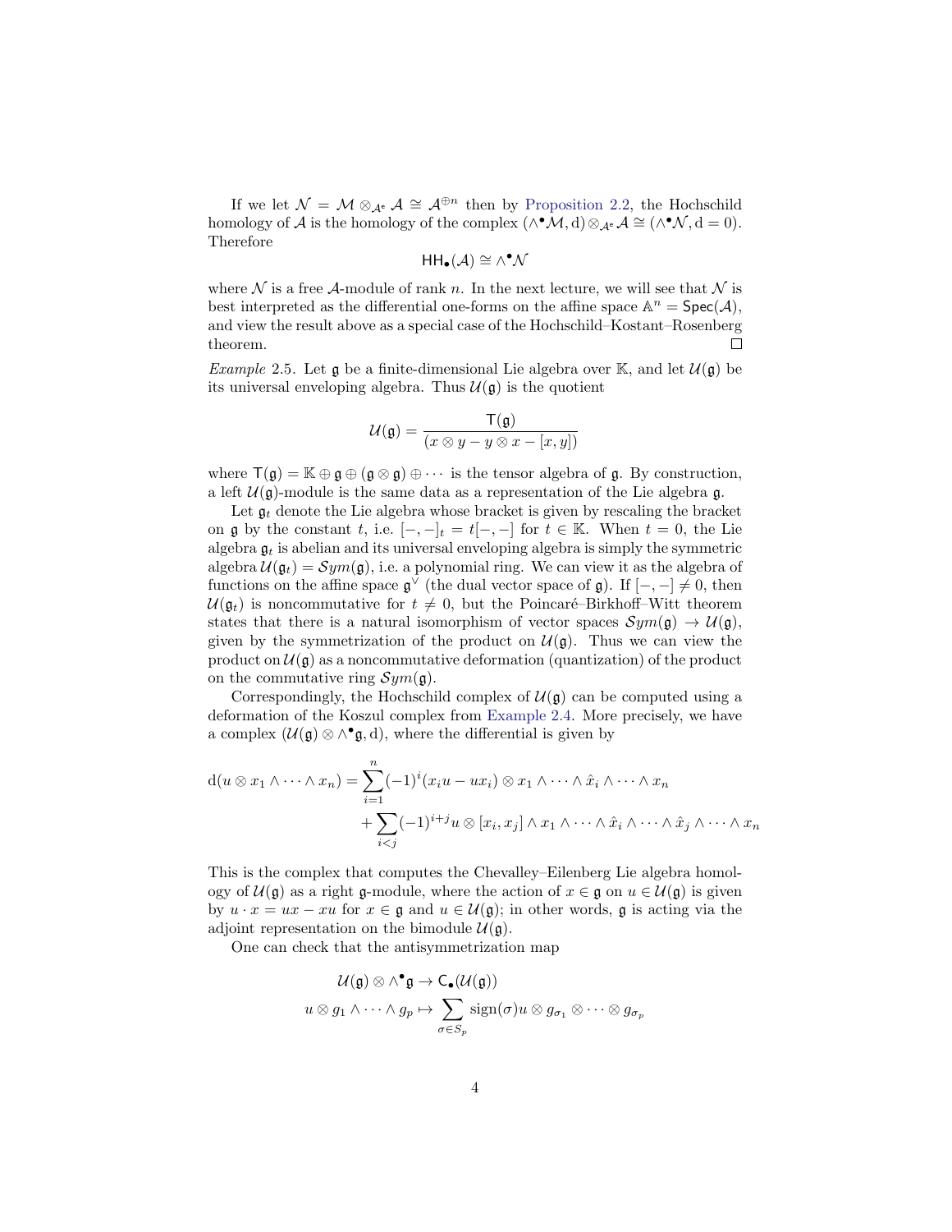If we let $\mathcal{N} = \mathcal{M} \otimes_{\mathcal{A}^e} \mathcal{A} \cong \mathcal{A}^{\oplus n}$ then by Proposition 2.2, the Hochschild homology of $\mathcal{A}$ is the homology of the complex $(\wedge^\bullet \mathcal{M}, \mathrm{d}) \otimes_{\mathcal{A}^e} \mathcal{A} \cong (\wedge^\bullet \mathcal{N}, \mathrm{d} = 0)$. Therefore

$$\mathsf{HH}_\bullet(\mathcal{A}) \cong \wedge^\bullet \mathcal{N}$$

where $\mathcal{N}$ is a free $\mathcal{A}$-module of rank $n$. In the next lecture, we will see that $\mathcal{N}$ is best interpreted as the differential one-forms on the affine space $\mathbb{A}^n = \mathsf{Spec}(\mathcal{A})$, and view the result above as a special case of the Hochschild–Kostant–Rosenberg theorem. $\square$

*Example* 2.5. Let $\mathfrak{g}$ be a finite-dimensional Lie algebra over $\mathbb{K}$, and let $\mathcal{U}(\mathfrak{g})$ be its universal enveloping algebra. Thus $\mathcal{U}(\mathfrak{g})$ is the quotient

$$\mathcal{U}(\mathfrak{g}) = \frac{\mathsf{T}(\mathfrak{g})}{(x \otimes y - y \otimes x - [x, y])}$$

where $\mathsf{T}(\mathfrak{g}) = \mathbb{K} \oplus \mathfrak{g} \oplus (\mathfrak{g} \otimes \mathfrak{g}) \oplus \cdots$ is the tensor algebra of $\mathfrak{g}$. By construction, a left $\mathcal{U}(\mathfrak{g})$-module is the same data as a representation of the Lie algebra $\mathfrak{g}$.

Let $\mathfrak{g}_t$ denote the Lie algebra whose bracket is given by rescaling the bracket on $\mathfrak{g}$ by the constant $t$, i.e. $[-,-]_t = t[-,-]$ for $t \in \mathbb{K}$. When $t = 0$, the Lie algebra $\mathfrak{g}_t$ is abelian and its universal enveloping algebra is simply the symmetric algebra $\mathcal{U}(\mathfrak{g}_t) = \mathcal{S}ym(\mathfrak{g})$, i.e. a polynomial ring. We can view it as the algebra of functions on the affine space $\mathfrak{g}^\vee$ (the dual vector space of $\mathfrak{g}$). If $[-,-] \neq 0$, then $\mathcal{U}(\mathfrak{g}_t)$ is noncommutative for $t \neq 0$, but the Poincaré–Birkhoff–Witt theorem states that there is a natural isomorphism of vector spaces $\mathcal{S}ym(\mathfrak{g}) \to \mathcal{U}(\mathfrak{g})$, given by the symmetrization of the product on $\mathcal{U}(\mathfrak{g})$. Thus we can view the product on $\mathcal{U}(\mathfrak{g})$ as a noncommutative deformation (quantization) of the product on the commutative ring $\mathcal{S}ym(\mathfrak{g})$.

Correspondingly, the Hochschild complex of $\mathcal{U}(\mathfrak{g})$ can be computed using a deformation of the Koszul complex from Example 2.4. More precisely, we have a complex $(\mathcal{U}(\mathfrak{g}) \otimes \wedge^\bullet \mathfrak{g}, \mathrm{d})$, where the differential is given by

$$\begin{aligned}
\mathrm{d}(u \otimes x_1 \wedge \cdots \wedge x_n) = &\sum_{i=1}^{n} (-1)^i (x_i u - u x_i) \otimes x_1 \wedge \cdots \wedge \hat{x}_i \wedge \cdots \wedge x_n \\
&+ \sum_{i<j} (-1)^{i+j} u \otimes [x_i, x_j] \wedge x_1 \wedge \cdots \wedge \hat{x}_i \wedge \cdots \wedge \hat{x}_j \wedge \cdots \wedge x_n
\end{aligned}$$

This is the complex that computes the Chevalley–Eilenberg Lie algebra homology of $\mathcal{U}(\mathfrak{g})$ as a right $\mathfrak{g}$-module, where the action of $x \in \mathfrak{g}$ on $u \in \mathcal{U}(\mathfrak{g})$ is given by $u \cdot x = ux - xu$ for $x \in \mathfrak{g}$ and $u \in \mathcal{U}(\mathfrak{g})$; in other words, $\mathfrak{g}$ is acting via the adjoint representation on the bimodule $\mathcal{U}(\mathfrak{g})$.

One can check that the antisymmetrization map

$$\begin{aligned}
\mathcal{U}(\mathfrak{g}) \otimes \wedge^\bullet \mathfrak{g} &\to \mathsf{C}_\bullet(\mathcal{U}(\mathfrak{g})) \\
u \otimes g_1 \wedge \cdots \wedge g_p &\mapsto \sum_{\sigma \in S_p} \mathrm{sign}(\sigma) u \otimes g_{\sigma_1} \otimes \cdots \otimes g_{\sigma_p}
\end{aligned}$$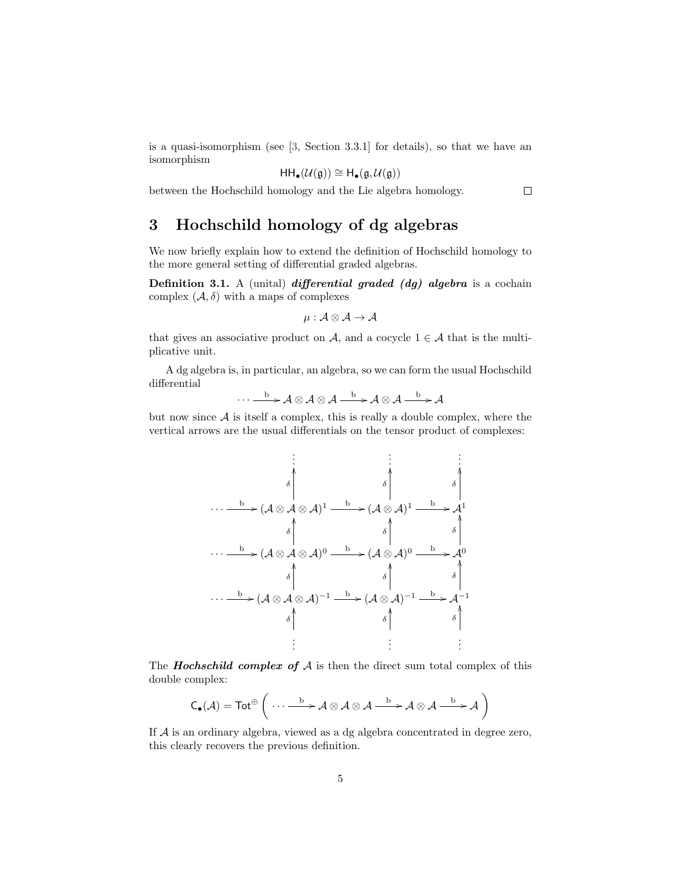is a quasi-isomorphism (see [3, Section 3.3.1] for details), so that we have an isomorphism

$$\mathsf{HH}_\bullet(\mathcal{U}(\mathfrak{g})) \cong \mathsf{H}_\bullet(\mathfrak{g}, \mathcal{U}(\mathfrak{g}))$$

between the Hochschild homology and the Lie algebra homology. □

## 3 Hochschild homology of dg algebras

We now briefly explain how to extend the definition of Hochschild homology to the more general setting of differential graded algebras.

**Definition 3.1.** A (unital) ***differential graded (dg) algebra*** is a cochain complex $(\mathcal{A}, \delta)$ with a maps of complexes

$$\mu : \mathcal{A} \otimes \mathcal{A} \to \mathcal{A}$$

that gives an associative product on $\mathcal{A}$, and a cocycle $1 \in \mathcal{A}$ that is the multiplicative unit.

A dg algebra is, in particular, an algebra, so we can form the usual Hochschild differential

$$\cdots \xrightarrow{\mathrm{b}} \mathcal{A} \otimes \mathcal{A} \otimes \mathcal{A} \xrightarrow{\mathrm{b}} \mathcal{A} \otimes \mathcal{A} \xrightarrow{\mathrm{b}} \mathcal{A}$$

but now since $\mathcal{A}$ is itself a complex, this is really a double complex, where the vertical arrows are the usual differentials on the tensor product of complexes:

$$\begin{array}{ccccccc}
 & & \vdots & & \vdots & & \vdots \\
 & & \uparrow{\scriptstyle\delta} & & \uparrow{\scriptstyle\delta} & & \uparrow{\scriptstyle\delta} \\
\cdots & \xrightarrow{\mathrm{b}} & (\mathcal{A}\otimes\mathcal{A}\otimes\mathcal{A})^{1} & \xrightarrow{\mathrm{b}} & (\mathcal{A}\otimes\mathcal{A})^{1} & \xrightarrow{\mathrm{b}} & \mathcal{A}^{1} \\
 & & \uparrow{\scriptstyle\delta} & & \uparrow{\scriptstyle\delta} & & \uparrow{\scriptstyle\delta} \\
\cdots & \xrightarrow{\mathrm{b}} & (\mathcal{A}\otimes\mathcal{A}\otimes\mathcal{A})^{0} & \xrightarrow{\mathrm{b}} & (\mathcal{A}\otimes\mathcal{A})^{0} & \xrightarrow{\mathrm{b}} & \mathcal{A}^{0} \\
 & & \uparrow{\scriptstyle\delta} & & \uparrow{\scriptstyle\delta} & & \uparrow{\scriptstyle\delta} \\
\cdots & \xrightarrow{\mathrm{b}} & (\mathcal{A}\otimes\mathcal{A}\otimes\mathcal{A})^{-1} & \xrightarrow{\mathrm{b}} & (\mathcal{A}\otimes\mathcal{A})^{-1} & \xrightarrow{\mathrm{b}} & \mathcal{A}^{-1} \\
 & & \uparrow{\scriptstyle\delta} & & \uparrow{\scriptstyle\delta} & & \uparrow{\scriptstyle\delta} \\
 & & \vdots & & \vdots & & \vdots
\end{array}$$

The ***Hochschild complex of*** $\mathcal{A}$ is then the direct sum total complex of this double complex:

$$\mathsf{C}_\bullet(\mathcal{A}) = \mathsf{Tot}^{\oplus}\left( \cdots \xrightarrow{\mathrm{b}} \mathcal{A} \otimes \mathcal{A} \otimes \mathcal{A} \xrightarrow{\mathrm{b}} \mathcal{A} \otimes \mathcal{A} \xrightarrow{\mathrm{b}} \mathcal{A} \right)$$

If $\mathcal{A}$ is an ordinary algebra, viewed as a dg algebra concentrated in degree zero, this clearly recovers the previous definition.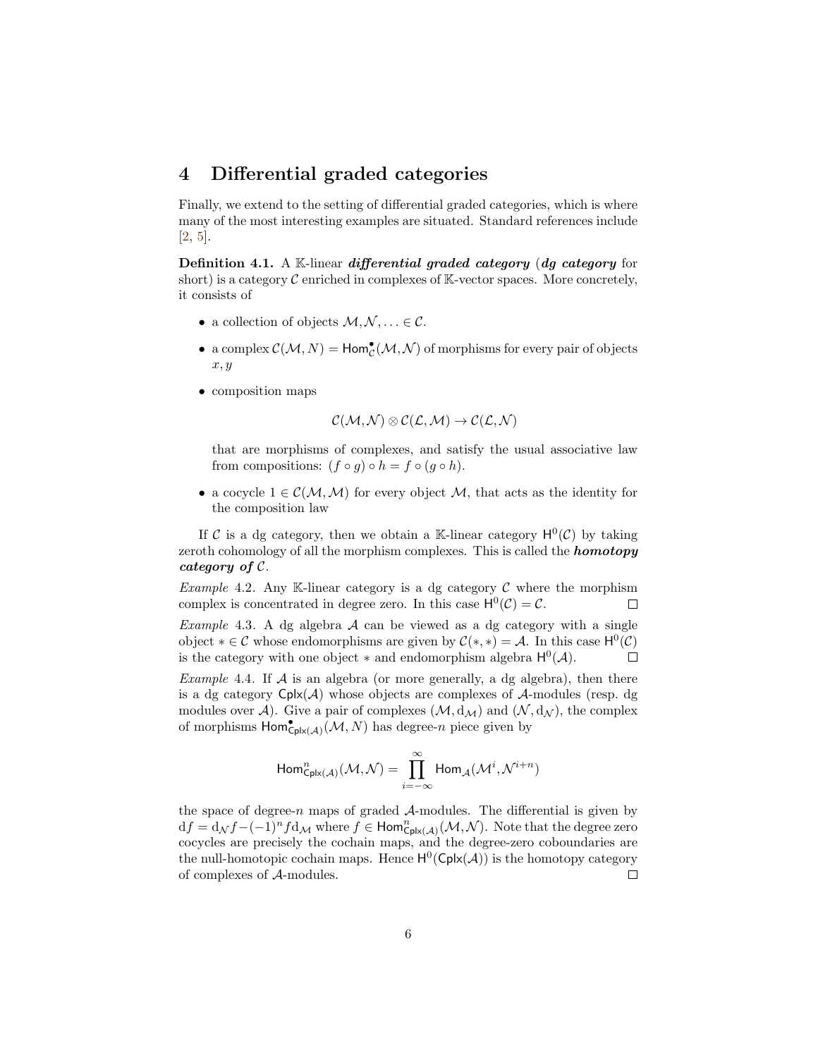# 4 Differential graded categories

Finally, we extend to the setting of differential graded categories, which is where many of the most interesting examples are situated. Standard references include [2, 5].

**Definition 4.1.** A $\mathbb{K}$-linear ***differential graded category*** (***dg category*** for short) is a category $\mathcal{C}$ enriched in complexes of $\mathbb{K}$-vector spaces. More concretely, it consists of

- a collection of objects $\mathcal{M}, \mathcal{N}, \ldots \in \mathcal{C}$.
- a complex $\mathcal{C}(\mathcal{M}, N) = \mathsf{Hom}^{\bullet}_{\mathcal{C}}(\mathcal{M}, \mathcal{N})$ of morphisms for every pair of objects $x, y$
- composition maps

$$\mathcal{C}(\mathcal{M}, \mathcal{N}) \otimes \mathcal{C}(\mathcal{L}, \mathcal{M}) \to \mathcal{C}(\mathcal{L}, \mathcal{N})$$

  that are morphisms of complexes, and satisfy the usual associative law from compositions: $(f \circ g) \circ h = f \circ (g \circ h)$.
- a cocycle $1 \in \mathcal{C}(\mathcal{M}, \mathcal{M})$ for every object $\mathcal{M}$, that acts as the identity for the composition law

If $\mathcal{C}$ is a dg category, then we obtain a $\mathbb{K}$-linear category $\mathsf{H}^0(\mathcal{C})$ by taking zeroth cohomology of all the morphism complexes. This is called the ***homotopy category of*** $\mathcal{C}$.

*Example* 4.2. Any $\mathbb{K}$-linear category is a dg category $\mathcal{C}$ where the morphism complex is concentrated in degree zero. In this case $\mathsf{H}^0(\mathcal{C}) = \mathcal{C}$. □

*Example* 4.3. A dg algebra $\mathcal{A}$ can be viewed as a dg category with a single object $* \in \mathcal{C}$ whose endomorphisms are given by $\mathcal{C}(*, *) = \mathcal{A}$. In this case $\mathsf{H}^0(\mathcal{C})$ is the category with one object $*$ and endomorphism algebra $\mathsf{H}^0(\mathcal{A})$. □

*Example* 4.4. If $\mathcal{A}$ is an algebra (or more generally, a dg algebra), then there is a dg category $\mathsf{Cplx}(\mathcal{A})$ whose objects are complexes of $\mathcal{A}$-modules (resp. dg modules over $\mathcal{A}$). Give a pair of complexes $(\mathcal{M}, \mathrm{d}_{\mathcal{M}})$ and $(\mathcal{N}, \mathrm{d}_{\mathcal{N}})$, the complex of morphisms $\mathsf{Hom}^{\bullet}_{\mathsf{Cplx}(\mathcal{A})}(\mathcal{M}, N)$ has degree-$n$ piece given by

$$\mathsf{Hom}^{n}_{\mathsf{Cplx}(\mathcal{A})}(\mathcal{M}, \mathcal{N}) = \prod_{i=-\infty}^{\infty} \mathsf{Hom}_{\mathcal{A}}(\mathcal{M}^i, \mathcal{N}^{i+n})$$

the space of degree-$n$ maps of graded $\mathcal{A}$-modules. The differential is given by $\mathrm{d}f = \mathrm{d}_{\mathcal{N}} f - (-1)^n f \mathrm{d}_{\mathcal{M}}$ where $f \in \mathsf{Hom}^{n}_{\mathsf{Cplx}(\mathcal{A})}(\mathcal{M}, \mathcal{N})$. Note that the degree zero cocycles are precisely the cochain maps, and the degree-zero coboundaries are the null-homotopic cochain maps. Hence $\mathsf{H}^0(\mathsf{Cplx}(\mathcal{A}))$ is the homotopy category of complexes of $\mathcal{A}$-modules. □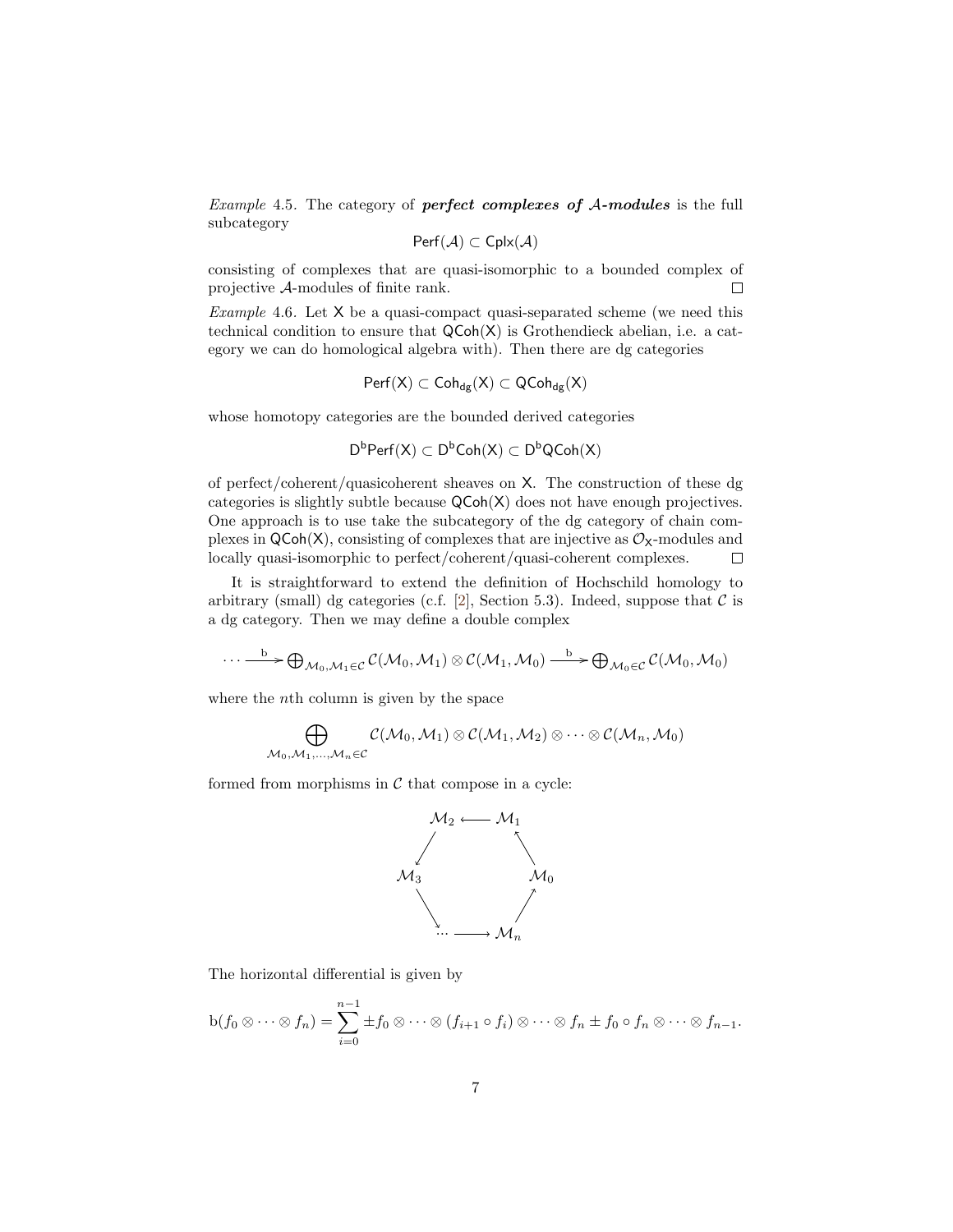*Example* 4.5. The category of ***perfect complexes of*** $\mathcal{A}$***-modules*** is the full subcategory

$$\mathsf{Perf}(\mathcal{A}) \subset \mathsf{Cplx}(\mathcal{A})$$

consisting of complexes that are quasi-isomorphic to a bounded complex of projective $\mathcal{A}$-modules of finite rank. □

*Example* 4.6. Let $\mathsf{X}$ be a quasi-compact quasi-separated scheme (we need this technical condition to ensure that $\mathsf{QCoh}(\mathsf{X})$ is Grothendieck abelian, i.e. a category we can do homological algebra with). Then there are dg categories

$$\mathsf{Perf}(\mathsf{X}) \subset \mathsf{Coh}_{\mathsf{dg}}(\mathsf{X}) \subset \mathsf{QCoh}_{\mathsf{dg}}(\mathsf{X})$$

whose homotopy categories are the bounded derived categories

$$\mathsf{D}^{\mathsf{b}}\mathsf{Perf}(\mathsf{X}) \subset \mathsf{D}^{\mathsf{b}}\mathsf{Coh}(\mathsf{X}) \subset \mathsf{D}^{\mathsf{b}}\mathsf{QCoh}(\mathsf{X})$$

of perfect/coherent/quasicoherent sheaves on $\mathsf{X}$. The construction of these dg categories is slightly subtle because $\mathsf{QCoh}(\mathsf{X})$ does not have enough projectives. One approach is to use take the subcategory of the dg category of chain complexes in $\mathsf{QCoh}(\mathsf{X})$, consisting of complexes that are injective as $\mathcal{O}_{\mathsf{X}}$-modules and locally quasi-isomorphic to perfect/coherent/quasi-coherent complexes. □

It is straightforward to extend the definition of Hochschild homology to arbitrary (small) dg categories (c.f. [2], Section 5.3). Indeed, suppose that $\mathcal{C}$ is a dg category. Then we may define a double complex

$$\cdots \xrightarrow{\ \mathrm{b}\ } \bigoplus_{\mathcal{M}_0,\mathcal{M}_1\in\mathcal{C}} \mathcal{C}(\mathcal{M}_0,\mathcal{M}_1)\otimes\mathcal{C}(\mathcal{M}_1,\mathcal{M}_0) \xrightarrow{\ \mathrm{b}\ } \bigoplus_{\mathcal{M}_0\in\mathcal{C}} \mathcal{C}(\mathcal{M}_0,\mathcal{M}_0)$$

where the $n$th column is given by the space

$$\bigoplus_{\mathcal{M}_0,\mathcal{M}_1,\ldots,\mathcal{M}_n\in\mathcal{C}} \mathcal{C}(\mathcal{M}_0,\mathcal{M}_1)\otimes\mathcal{C}(\mathcal{M}_1,\mathcal{M}_2)\otimes\cdots\otimes\mathcal{C}(\mathcal{M}_n,\mathcal{M}_0)$$

formed from morphisms in $\mathcal{C}$ that compose in a cycle:

$$\begin{array}{ccccc} & \mathcal{M}_2 & \longleftarrow & \mathcal{M}_1 & \\ \swarrow & & & & \nwarrow \\ \mathcal{M}_3 & & & & \mathcal{M}_0 \\ \searrow & & & & \nearrow \\ & \cdots & \longrightarrow & \mathcal{M}_n & \end{array}$$

The horizontal differential is given by

$$\mathrm{b}(f_0\otimes\cdots\otimes f_n) = \sum_{i=0}^{n-1} \pm f_0\otimes\cdots\otimes(f_{i+1}\circ f_i)\otimes\cdots\otimes f_n \pm f_0\circ f_n\otimes\cdots\otimes f_{n-1}.$$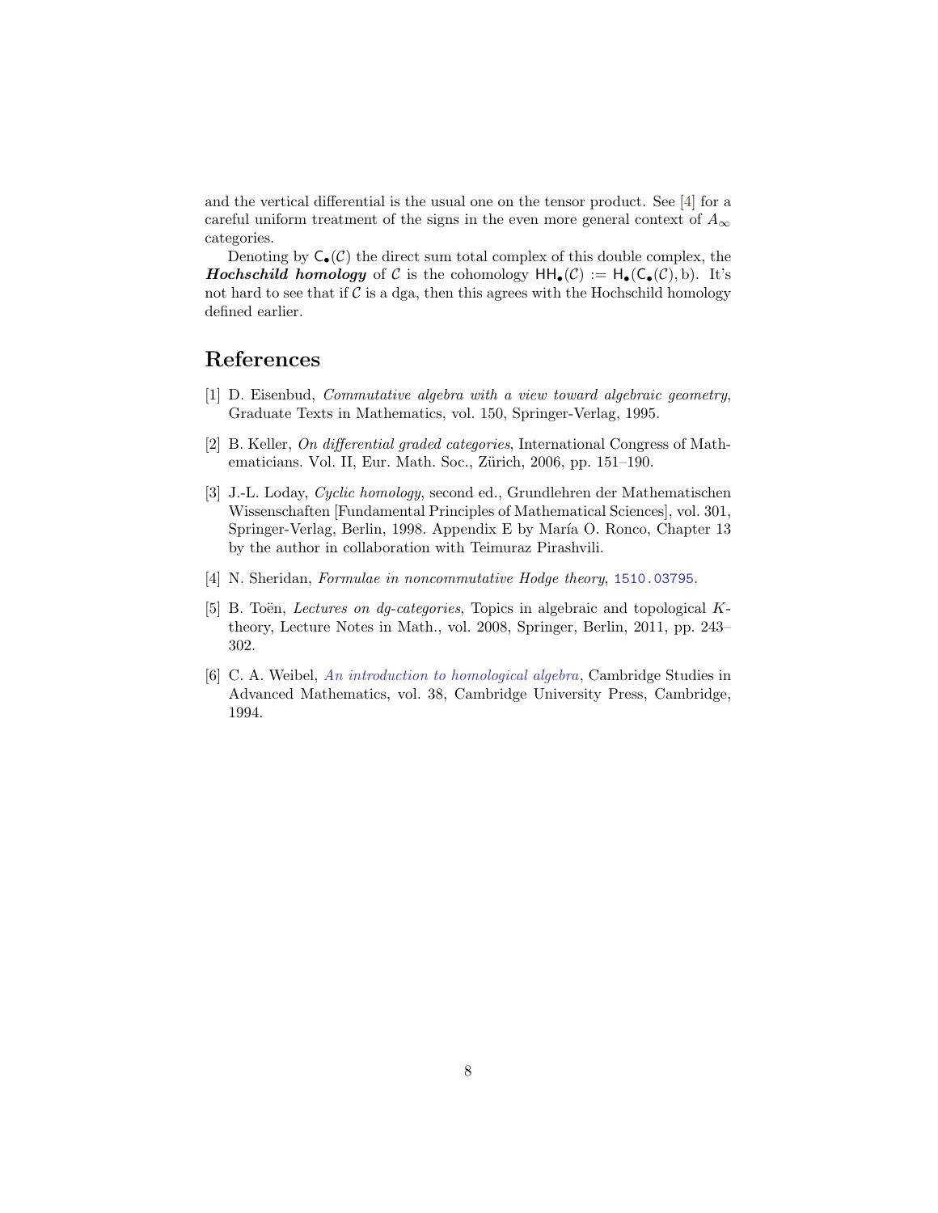and the vertical differential is the usual one on the tensor product. See [4] for a careful uniform treatment of the signs in the even more general context of $A_\infty$ categories.

Denoting by $\mathsf{C}_\bullet(\mathcal{C})$ the direct sum total complex of this double complex, the ***Hochschild homology*** of $\mathcal{C}$ is the cohomology $\mathsf{HH}_\bullet(\mathcal{C}) := \mathsf{H}_\bullet(\mathsf{C}_\bullet(\mathcal{C}), \mathrm{b})$. It's not hard to see that if $\mathcal{C}$ is a dga, then this agrees with the Hochschild homology defined earlier.

## References

[1] D. Eisenbud, *Commutative algebra with a view toward algebraic geometry*, Graduate Texts in Mathematics, vol. 150, Springer-Verlag, 1995.

[2] B. Keller, *On differential graded categories*, International Congress of Mathematicians. Vol. II, Eur. Math. Soc., Zürich, 2006, pp. 151–190.

[3] J.-L. Loday, *Cyclic homology*, second ed., Grundlehren der Mathematischen Wissenschaften [Fundamental Principles of Mathematical Sciences], vol. 301, Springer-Verlag, Berlin, 1998. Appendix E by María O. Ronco, Chapter 13 by the author in collaboration with Teimuraz Pirashvili.

[4] N. Sheridan, *Formulae in noncommutative Hodge theory*, 1510.03795.

[5] B. Toën, *Lectures on dg-categories*, Topics in algebraic and topological $K$-theory, Lecture Notes in Math., vol. 2008, Springer, Berlin, 2011, pp. 243–302.

[6] C. A. Weibel, *An introduction to homological algebra*, Cambridge Studies in Advanced Mathematics, vol. 38, Cambridge University Press, Cambridge, 1994.